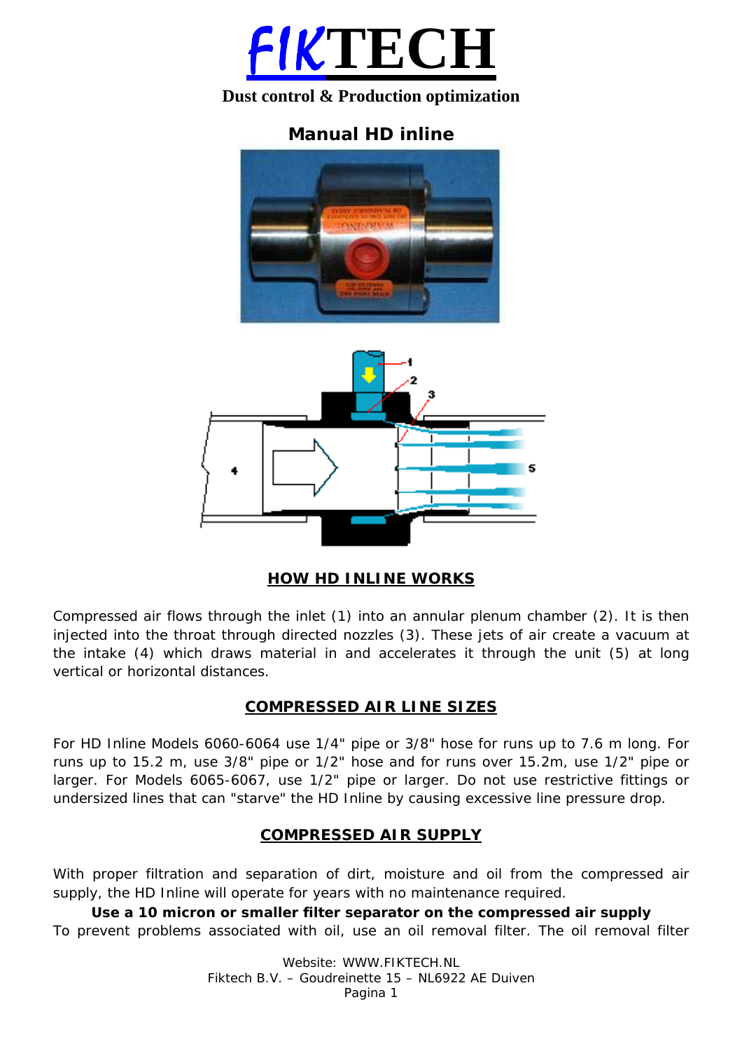# FIKTECH

**Dust control & Production optimization**

## Manual HD inline

### HOW HD INLINE WORKS

Compressed air flows through the inlet (1) into an annular plenum chamber (2). It is then injected into the throat through directed nozzles (3). These jets of air create a vacuum at the intake (4) which draws material in and accelerates it through the unit (5) at long vertical or horizontal distances.

### COMPRESSED AIR LINE SIZES

For HD Inline Models 6060-6064 use 1/4" pipe or 3/8" hose for runs up to 7.6 m long. For runs up to 15.2 m, use 3/8" pipe or 1/2" hose and for runs over 15.2m, use 1/2" pipe or larger. For Models 6065-6067, use 1/2" pipe or larger. Do not use restrictive fittings or undersized lines that can "starve" the HD Inline by causing excessive line pressure drop.

### COMPRESSED AIR SUPPLY

With proper filtration and separation of dirt, moisture and oil from the compressed air supply, the HD Inline will operate for years with no maintenance required.

**Use a 10 micron or smaller filter separator on the compressed air supply**

To prevent problems associated with oil, use an oil removal filter. The oil removal filter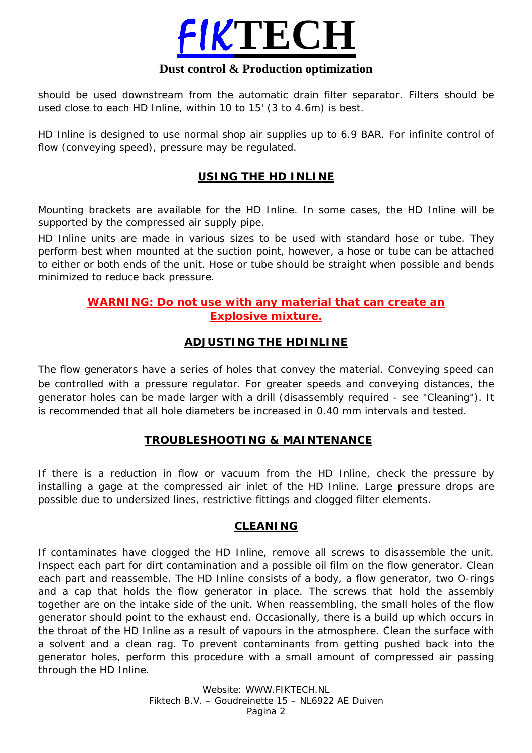should be used downstream from the automatic drain filter separator. Filters should be used close to each HD Inline, within 10 to 15' (3 to 4.6m) is best.

HD Inline is designed to use normal shop air supplies up to 6.9 BAR. For infinite control of flow (conveying speed), pressure may be regulated.

## USING THE HD INLINE

Mounting brackets are available for the HD Inline. In some cases, the HD Inline will be supported by the compressed air supply pipe.

HD Inline units are made in various sizes to be used with standard hose or tube. They perform best when mounted at the suction point, however, a hose or tube can be attached to either or both ends of the unit. Hose or tube should be straight when possible and bends minimized to reduce back pressure.

**WARNING: Do not use with any material that can create an Explosive mixture.**

## ADJUSTING THE HDINLINE

The flow generators have a series of holes that convey the material. Conveying speed can be controlled with a pressure regulator. For greater speeds and conveying distances, the generator holes can be made larger with a drill (disassembly required - see "Cleaning"). It is recommended that all hole diameters be increased in 0.40 mm intervals and tested.

## TROUBLESHOOTING & MAINTENANCE

If there is a reduction in flow or vacuum from the HD Inline, check the pressure by installing a gage at the compressed air inlet of the HD Inline. Large pressure drops are possible due to undersized lines, restrictive fittings and clogged filter elements.

## CLEANING

If contaminates have clogged the HD Inline, remove all screws to disassemble the unit. Inspect each part for dirt contamination and a possible oil film on the flow generator. Clean each part and reassemble. The HD Inline consists of a body, a flow generator, two O-rings and a cap that holds the flow generator in place. The screws that hold the assembly together are on the intake side of the unit. When reassembling, the small holes of the flow generator should point to the exhaust end. Occasionally, there is a build up which occurs in the throat of the HD Inline as a result of vapours in the atmosphere. Clean the surface with a solvent and a clean rag. To prevent contaminants from getting pushed back into the generator holes, perform this procedure with a small amount of compressed air passing through the HD Inline.